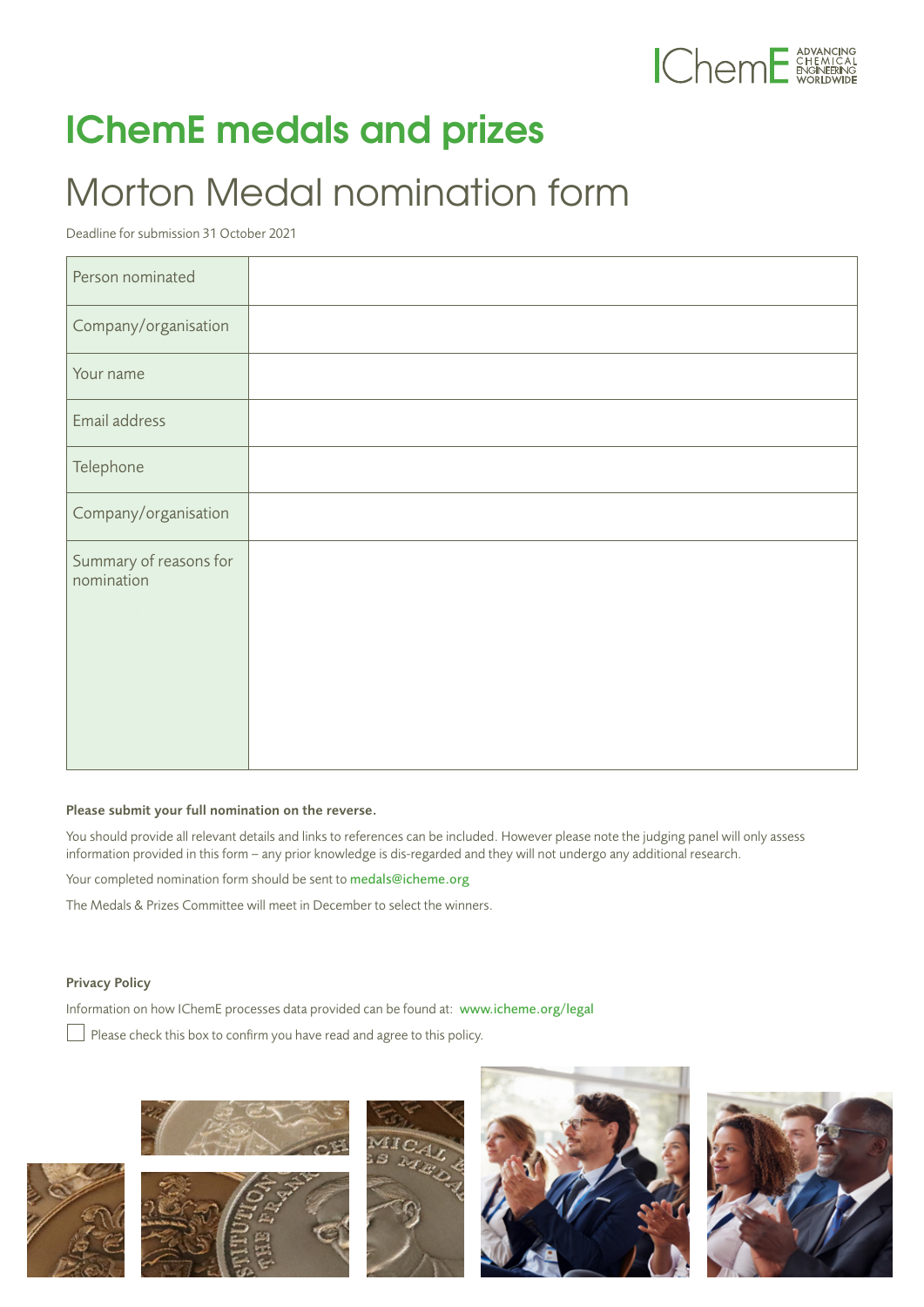# IChemE medals and prizes

## Morton Medal nomination form

Deadline for submission 31 October 2021

| Person nominated | |
|---|---|
| Company/organisation | |
| Your name | |
| Email address | |
| Telephone | |
| Company/organisation | |
| Summary of reasons for nomination | |

**Please submit your full nomination on the reverse.**

You should provide all relevant details and links to references can be included. However please note the judging panel will only assess information provided in this form – any prior knowledge is dis-regarded and they will not undergo any additional research.

Your completed nomination form should be sent to medals@icheme.org

The Medals & Prizes Committee will meet in December to select the winners.

**Privacy Policy**

Information on how IChemE processes data provided can be found at: www.icheme.org/legal

☐ Please check this box to confirm you have read and agree to this policy.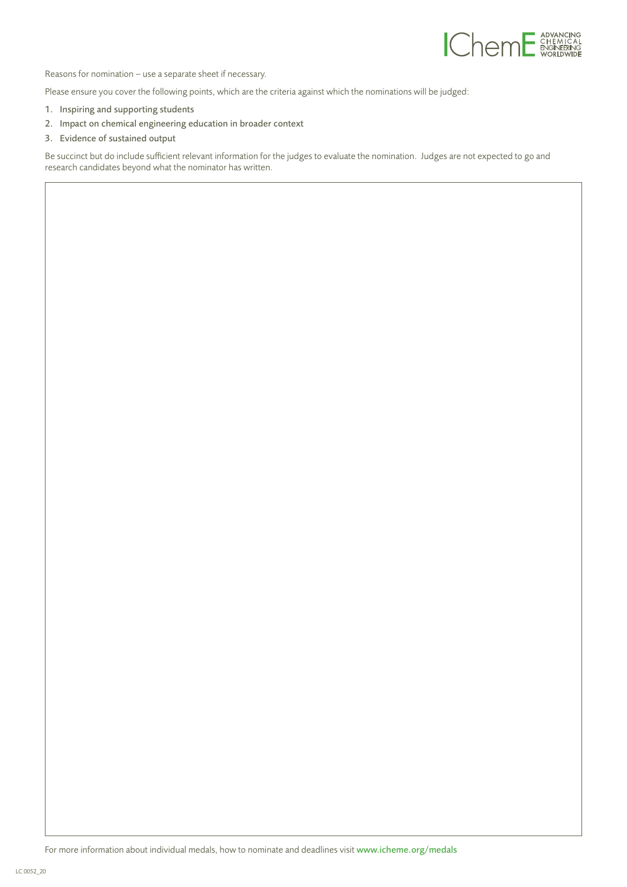Reasons for nomination – use a separate sheet if necessary.

Please ensure you cover the following points, which are the criteria against which the nominations will be judged:

1. Inspiring and supporting students
2. Impact on chemical engineering education in broader context
3. Evidence of sustained output

Be succinct but do include sufficient relevant information for the judges to evaluate the nomination. Judges are not expected to go and research candidates beyond what the nominator has written.

For more information about individual medals, how to nominate and deadlines visit www.icheme.org/medals